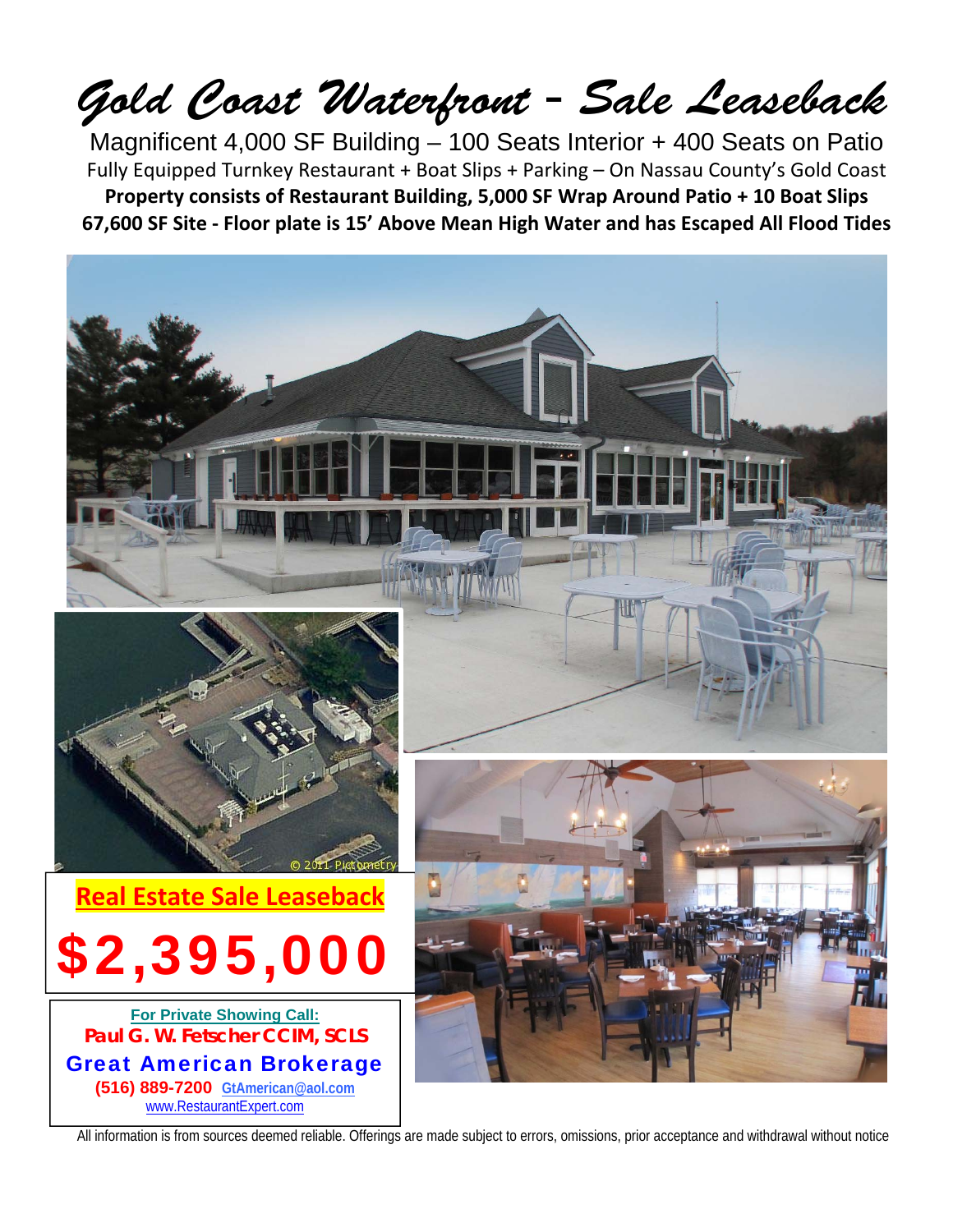# *Gold Coast Waterfront – Sale Leaseback*

Magnificent 4,000 SF Building – 100 Seats Interior + 400 Seats on Patio

Fully Equipped Turnkey Restaurant + Boat Slips + Parking – On Nassau County's Gold Coast

**Property consists of Restaurant Building, 5,000 SF Wrap Around Patio + 10 Boat Slips**

**67,600 SF Site - Floor plate is 15' Above Mean High Water and has Escaped All Flood Tides**

© 2011 Pictometry

**Real Estate Sale Leaseback**

# $2,395,000

**For Private Showing Call:**

***Paul G. W. Fetscher CCIM, SCLS***

**Great American Brokerage**

**(516) 889-7200** GtAmerican@aol.com

www.RestaurantExpert.com

All information is from sources deemed reliable. Offerings are made subject to errors, omissions, prior acceptance and withdrawal without notice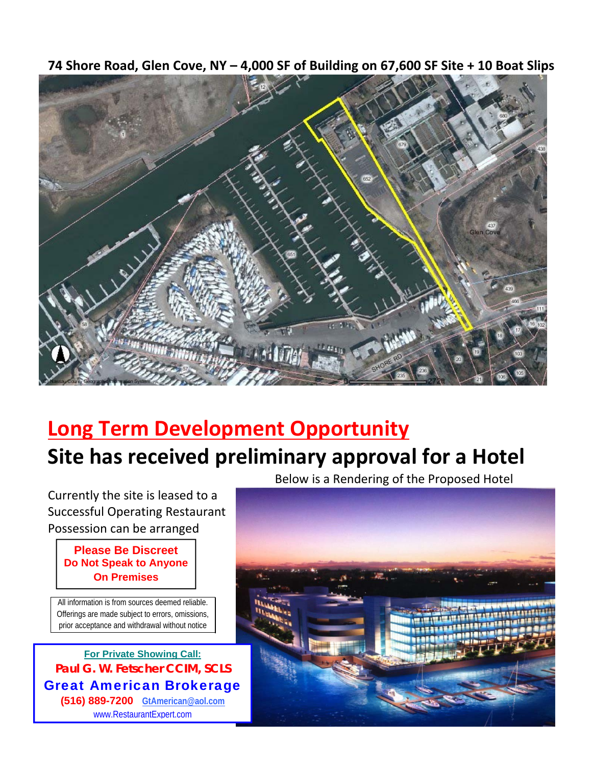**74 Shore Road, Glen Cove, NY – 4,000 SF of Building on 67,600 SF Site + 10 Boat Slips**

# Long Term Development Opportunity

## Site has received preliminary approval for a Hotel

Below is a Rendering of the Proposed Hotel

Currently the site is leased to a Successful Operating Restaurant
Possession can be arranged

**Please Be Discreet**
**Do Not Speak to Anyone On Premises**

All information is from sources deemed reliable. Offerings are made subject to errors, omissions, prior acceptance and withdrawal without notice

**For Private Showing Call:**
**Paul G. W. Fetscher CCIM, SCLS**
**Great American Brokerage**
**(516) 889-7200** GtAmerican@aol.com
www.RestaurantExpert.com